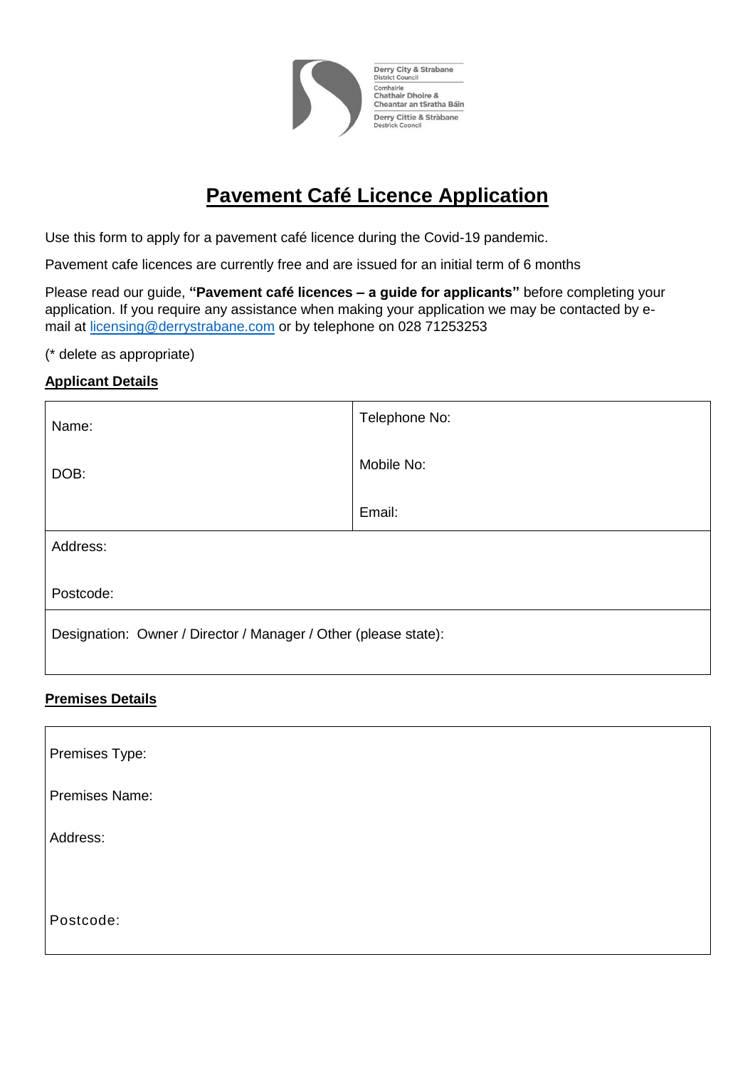Derry City & Strabane District Council
Comhairle Chathair Dhoire & Cheantar an tSratha Báin
Derry Cittie & Stràbane Destrick Cooncil

# Pavement Café Licence Application

Use this form to apply for a pavement café licence during the Covid-19 pandemic.

Pavement cafe licences are currently free and are issued for an initial term of 6 months

Please read our guide, **"Pavement café licences – a guide for applicants"** before completing your application. If you require any assistance when making your application we may be contacted by e-mail at licensing@derrystrabane.com or by telephone on 028 71253253

(* delete as appropriate)

## Applicant Details

| Name: | Telephone No: |
|---|---|
| DOB: | Mobile No: |
| | Email: |
| Address: | |
| Postcode: | |
| Designation: Owner / Director / Manager / Other (please state): | |

## Premises Details

| Premises Type: |
|---|
| Premises Name: |
| Address: |
| Postcode: |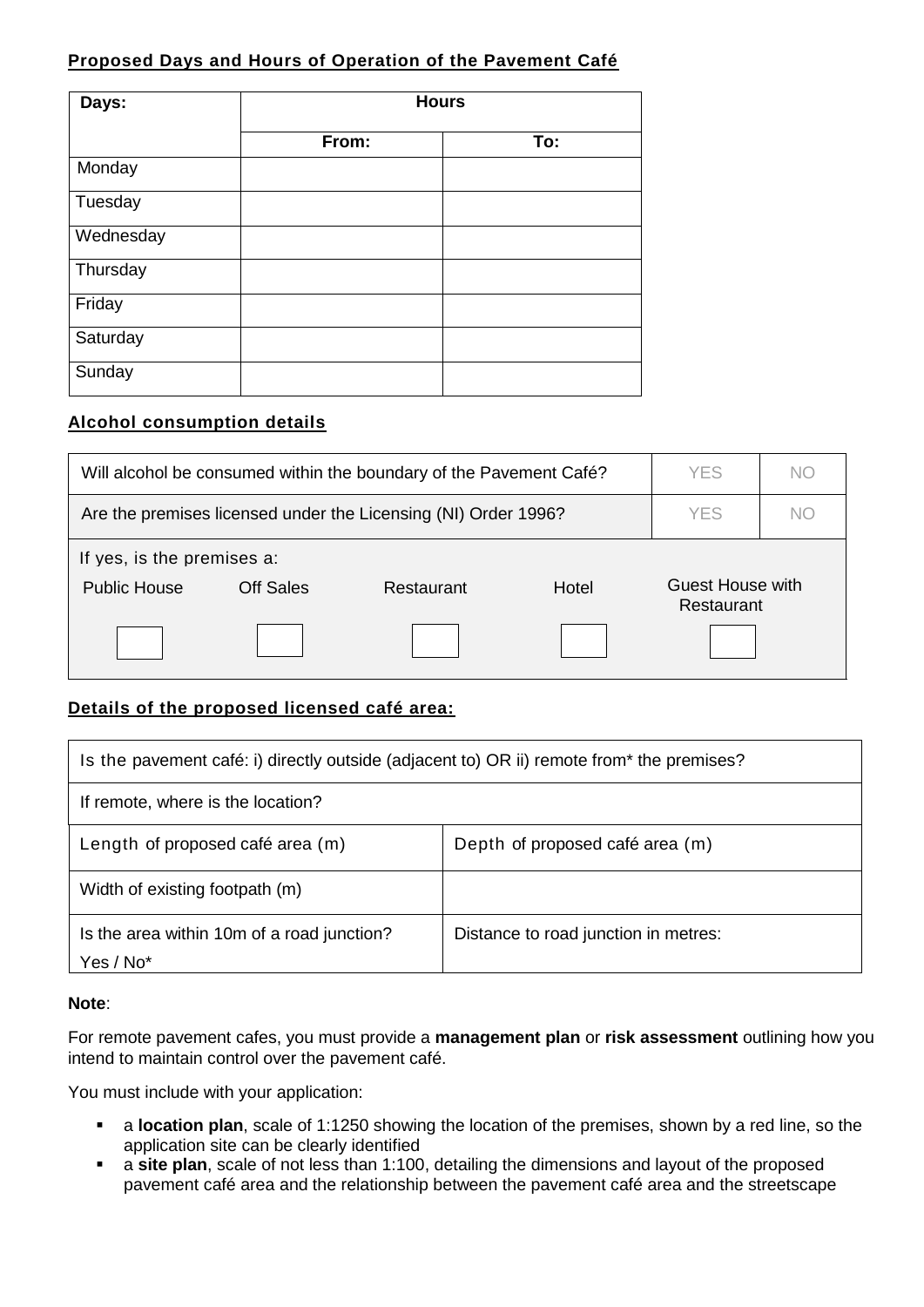**Proposed Days and Hours of Operation of the Pavement Café**

| Days: | Hours | |
|---|---|---|
| | From: | To: |
| Monday | | |
| Tuesday | | |
| Wednesday | | |
| Thursday | | |
| Friday | | |
| Saturday | | |
| Sunday | | |

**Alcohol consumption details**

| | | |
|---|---|---|
| Will alcohol be consumed within the boundary of the Pavement Café? | YES | NO |
| Are the premises licensed under the Licensing (NI) Order 1996? | YES | NO |

If yes, is the premises a:

| Public House | Off Sales | Restaurant | Hotel | Guest House with Restaurant |
|---|---|---|---|---|
| ☐ | ☐ | ☐ | ☐ | ☐ |

**Details of the proposed licensed café area:**

| | |
|---|---|
| Is the pavement café: i) directly outside (adjacent to) OR ii) remote from* the premises? | |
| If remote, where is the location? | |
| Length of proposed café area (m) | Depth of proposed café area (m) |
| Width of existing footpath (m) | |
| Is the area within 10m of a road junction? Yes / No* | Distance to road junction in metres: |

**Note**:

For remote pavement cafes, you must provide a **management plan** or **risk assessment** outlining how you intend to maintain control over the pavement café.

You must include with your application:

- a **location plan**, scale of 1:1250 showing the location of the premises, shown by a red line, so the application site can be clearly identified
- a **site plan**, scale of not less than 1:100, detailing the dimensions and layout of the proposed pavement café area and the relationship between the pavement café area and the streetscape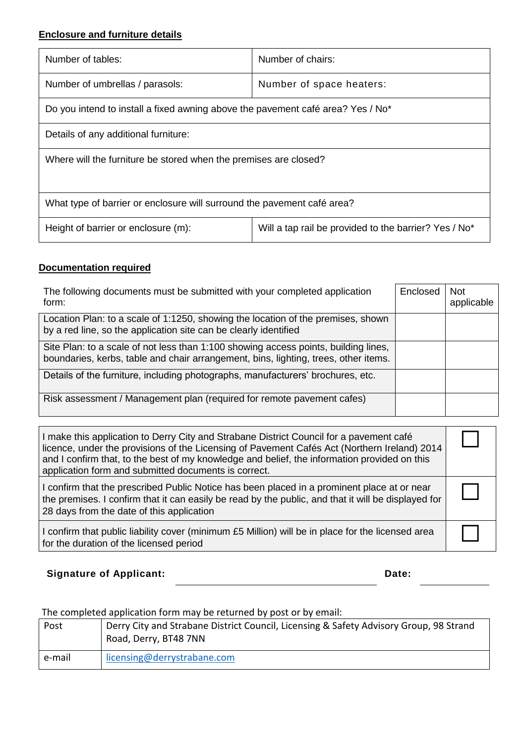**Enclosure and furniture details**

| Number of tables: | Number of chairs: |
|---|---|
| Number of umbrellas / parasols: | Number of space heaters: |
| Do you intend to install a fixed awning above the pavement café area? Yes / No* | |
| Details of any additional furniture: | |
| Where will the furniture be stored when the premises are closed? | |
| What type of barrier or enclosure will surround the pavement café area? | |
| Height of barrier or enclosure (m): | Will a tap rail be provided to the barrier? Yes / No* |

**Documentation required**

| The following documents must be submitted with your completed application form: | Enclosed | Not applicable |
|---|---|---|
| Location Plan: to a scale of 1:1250, showing the location of the premises, shown by a red line, so the application site can be clearly identified | | |
| Site Plan: to a scale of not less than 1:100 showing access points, building lines, boundaries, kerbs, table and chair arrangement, bins, lighting, trees, other items. | | |
| Details of the furniture, including photographs, manufacturers' brochures, etc. | | |
| Risk assessment / Management plan (required for remote pavement cafes) | | |

| | |
|---|---|
| I make this application to Derry City and Strabane District Council for a pavement café licence, under the provisions of the Licensing of Pavement Cafés Act (Northern Ireland) 2014 and I confirm that, to the best of my knowledge and belief, the information provided on this application form and submitted documents is correct. | ☐ |
| I confirm that the prescribed Public Notice has been placed in a prominent place at or near the premises. I confirm that it can easily be read by the public, and that it will be displayed for 28 days from the date of this application | ☐ |
| I confirm that public liability cover (minimum £5 Million) will be in place for the licensed area for the duration of the licensed period | ☐ |

**Signature of Applicant:** ______________________ **Date:** __________

The completed application form may be returned by post or by email:

| | |
|---|---|
| Post | Derry City and Strabane District Council, Licensing & Safety Advisory Group, 98 Strand Road, Derry, BT48 7NN |
| e-mail | licensing@derrystrabane.com |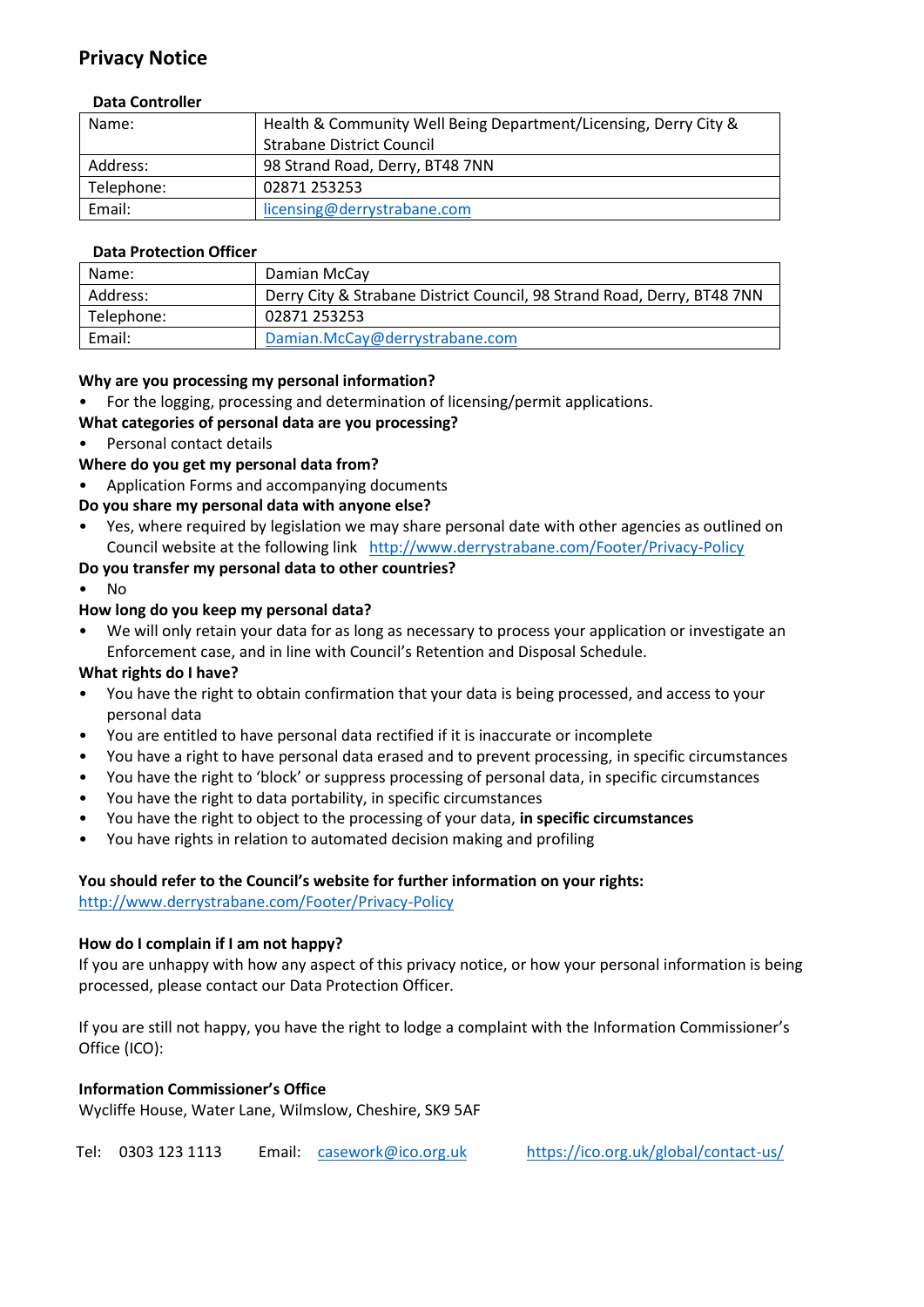## Privacy Notice

**Data Controller**

| | |
|---|---|
| Name: | Health & Community Well Being Department/Licensing, Derry City & Strabane District Council |
| Address: | 98 Strand Road, Derry, BT48 7NN |
| Telephone: | 02871 253253 |
| Email: | licensing@derrystrabane.com |

**Data Protection Officer**

| | |
|---|---|
| Name: | Damian McCay |
| Address: | Derry City & Strabane District Council, 98 Strand Road, Derry, BT48 7NN |
| Telephone: | 02871 253253 |
| Email: | Damian.McCay@derrystrabane.com |

**Why are you processing my personal information?**

- For the logging, processing and determination of licensing/permit applications.

**What categories of personal data are you processing?**

- Personal contact details

**Where do you get my personal data from?**

- Application Forms and accompanying documents

**Do you share my personal data with anyone else?**

- Yes, where required by legislation we may share personal date with other agencies as outlined on Council website at the following link http://www.derrystrabane.com/Footer/Privacy-Policy

**Do you transfer my personal data to other countries?**

- No

**How long do you keep my personal data?**

- We will only retain your data for as long as necessary to process your application or investigate an Enforcement case, and in line with Council's Retention and Disposal Schedule.

**What rights do I have?**

- You have the right to obtain confirmation that your data is being processed, and access to your personal data
- You are entitled to have personal data rectified if it is inaccurate or incomplete
- You have a right to have personal data erased and to prevent processing, in specific circumstances
- You have the right to 'block' or suppress processing of personal data, in specific circumstances
- You have the right to data portability, in specific circumstances
- You have the right to object to the processing of your data, **in specific circumstances**
- You have rights in relation to automated decision making and profiling

**You should refer to the Council's website for further information on your rights:**
http://www.derrystrabane.com/Footer/Privacy-Policy

**How do I complain if I am not happy?**

If you are unhappy with how any aspect of this privacy notice, or how your personal information is being processed, please contact our Data Protection Officer.

If you are still not happy, you have the right to lodge a complaint with the Information Commissioner's Office (ICO):

**Information Commissioner's Office**
Wycliffe House, Water Lane, Wilmslow, Cheshire, SK9 5AF

Tel: 0303 123 1113 Email: casework@ico.org.uk https://ico.org.uk/global/contact-us/